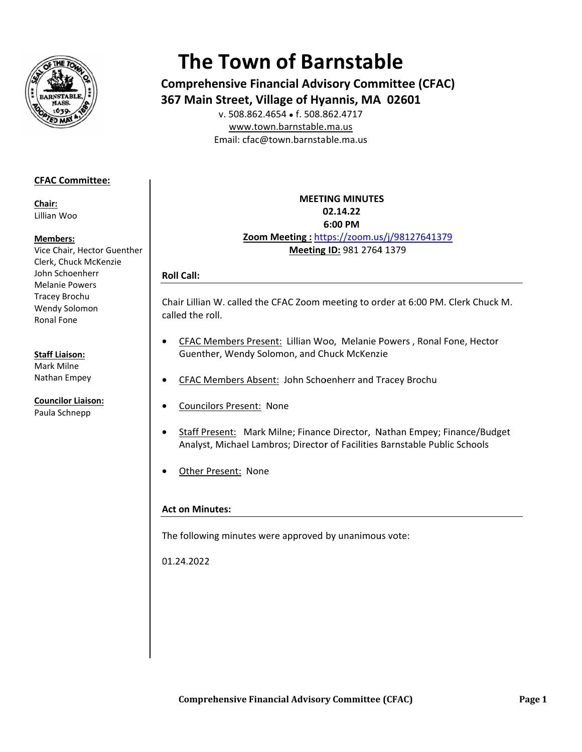# The Town of Barnstable

## Comprehensive Financial Advisory Committee (CFAC)

## 367 Main Street, Village of Hyannis, MA 02601

v. 508.862.4654 • f. 508.862.4717
www.town.barnstable.ma.us
Email: cfac@town.barnstable.ma.us

**CFAC Committee:**

**Chair:**
Lillian Woo

**Members:**
Vice Chair, Hector Guenther
Clerk, Chuck McKenzie
John Schoenherr
Melanie Powers
Tracey Brochu
Wendy Solomon
Ronal Fone

**Staff Liaison:**
Mark Milne
Nathan Empey

**Councilor Liaison:**
Paula Schnepp

**MEETING MINUTES**
**02.14.22**
**6:00 PM**
**Zoom Meeting :** https://zoom.us/j/98127641379
**Meeting ID:** 981 2764 1379

### Roll Call:

Chair Lillian W. called the CFAC Zoom meeting to order at 6:00 PM. Clerk Chuck M. called the roll.

- CFAC Members Present: Lillian Woo, Melanie Powers , Ronal Fone, Hector Guenther, Wendy Solomon, and Chuck McKenzie
- CFAC Members Absent: John Schoenherr and Tracey Brochu
- Councilors Present: None
- Staff Present: Mark Milne; Finance Director, Nathan Empey; Finance/Budget Analyst, Michael Lambros; Director of Facilities Barnstable Public Schools
- Other Present: None

### Act on Minutes:

The following minutes were approved by unanimous vote:

01.24.2022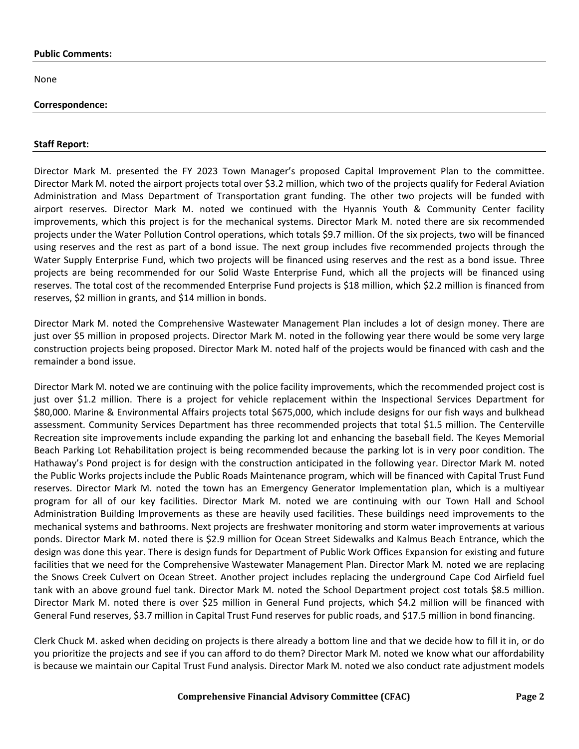**Public Comments:**

None

**Correspondence:**

**Staff Report:**

Director Mark M. presented the FY 2023 Town Manager's proposed Capital Improvement Plan to the committee. Director Mark M. noted the airport projects total over $3.2 million, which two of the projects qualify for Federal Aviation Administration and Mass Department of Transportation grant funding. The other two projects will be funded with airport reserves. Director Mark M. noted we continued with the Hyannis Youth & Community Center facility improvements, which this project is for the mechanical systems. Director Mark M. noted there are six recommended projects under the Water Pollution Control operations, which totals $9.7 million. Of the six projects, two will be financed using reserves and the rest as part of a bond issue. The next group includes five recommended projects through the Water Supply Enterprise Fund, which two projects will be financed using reserves and the rest as a bond issue. Three projects are being recommended for our Solid Waste Enterprise Fund, which all the projects will be financed using reserves. The total cost of the recommended Enterprise Fund projects is $18 million, which $2.2 million is financed from reserves, $2 million in grants, and $14 million in bonds.

Director Mark M. noted the Comprehensive Wastewater Management Plan includes a lot of design money. There are just over $5 million in proposed projects. Director Mark M. noted in the following year there would be some very large construction projects being proposed. Director Mark M. noted half of the projects would be financed with cash and the remainder a bond issue.

Director Mark M. noted we are continuing with the police facility improvements, which the recommended project cost is just over $1.2 million. There is a project for vehicle replacement within the Inspectional Services Department for $80,000. Marine & Environmental Affairs projects total $675,000, which include designs for our fish ways and bulkhead assessment. Community Services Department has three recommended projects that total $1.5 million. The Centerville Recreation site improvements include expanding the parking lot and enhancing the baseball field. The Keyes Memorial Beach Parking Lot Rehabilitation project is being recommended because the parking lot is in very poor condition. The Hathaway's Pond project is for design with the construction anticipated in the following year. Director Mark M. noted the Public Works projects include the Public Roads Maintenance program, which will be financed with Capital Trust Fund reserves. Director Mark M. noted the town has an Emergency Generator Implementation plan, which is a multiyear program for all of our key facilities. Director Mark M. noted we are continuing with our Town Hall and School Administration Building Improvements as these are heavily used facilities. These buildings need improvements to the mechanical systems and bathrooms. Next projects are freshwater monitoring and storm water improvements at various ponds. Director Mark M. noted there is $2.9 million for Ocean Street Sidewalks and Kalmus Beach Entrance, which the design was done this year. There is design funds for Department of Public Work Offices Expansion for existing and future facilities that we need for the Comprehensive Wastewater Management Plan. Director Mark M. noted we are replacing the Snows Creek Culvert on Ocean Street. Another project includes replacing the underground Cape Cod Airfield fuel tank with an above ground fuel tank. Director Mark M. noted the School Department project cost totals $8.5 million. Director Mark M. noted there is over $25 million in General Fund projects, which $4.2 million will be financed with General Fund reserves, $3.7 million in Capital Trust Fund reserves for public roads, and $17.5 million in bond financing.

Clerk Chuck M. asked when deciding on projects is there already a bottom line and that we decide how to fill it in, or do you prioritize the projects and see if you can afford to do them? Director Mark M. noted we know what our affordability is because we maintain our Capital Trust Fund analysis. Director Mark M. noted we also conduct rate adjustment models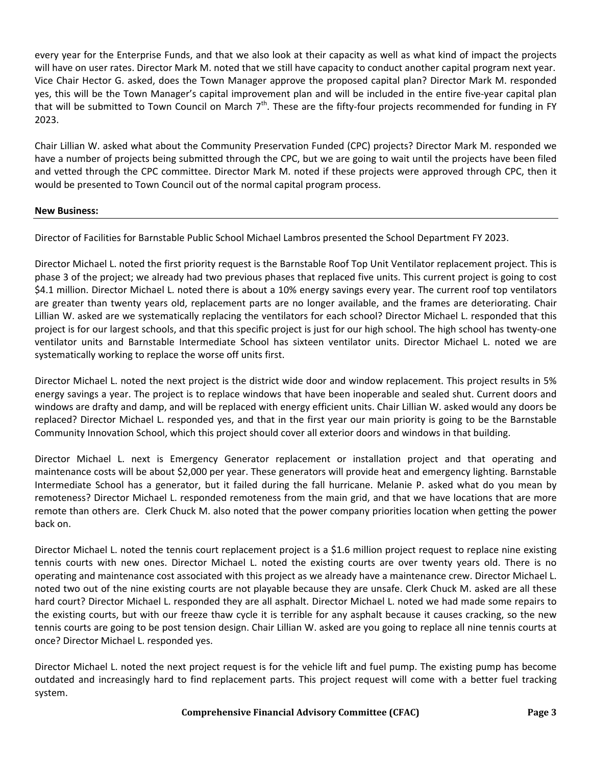every year for the Enterprise Funds, and that we also look at their capacity as well as what kind of impact the projects will have on user rates. Director Mark M. noted that we still have capacity to conduct another capital program next year. Vice Chair Hector G. asked, does the Town Manager approve the proposed capital plan? Director Mark M. responded yes, this will be the Town Manager's capital improvement plan and will be included in the entire five-year capital plan that will be submitted to Town Council on March 7th. These are the fifty-four projects recommended for funding in FY 2023.

Chair Lillian W. asked what about the Community Preservation Funded (CPC) projects? Director Mark M. responded we have a number of projects being submitted through the CPC, but we are going to wait until the projects have been filed and vetted through the CPC committee. Director Mark M. noted if these projects were approved through CPC, then it would be presented to Town Council out of the normal capital program process.

**New Business:**

Director of Facilities for Barnstable Public School Michael Lambros presented the School Department FY 2023.

Director Michael L. noted the first priority request is the Barnstable Roof Top Unit Ventilator replacement project. This is phase 3 of the project; we already had two previous phases that replaced five units. This current project is going to cost $4.1 million. Director Michael L. noted there is about a 10% energy savings every year. The current roof top ventilators are greater than twenty years old, replacement parts are no longer available, and the frames are deteriorating. Chair Lillian W. asked are we systematically replacing the ventilators for each school? Director Michael L. responded that this project is for our largest schools, and that this specific project is just for our high school. The high school has twenty-one ventilator units and Barnstable Intermediate School has sixteen ventilator units. Director Michael L. noted we are systematically working to replace the worse off units first.

Director Michael L. noted the next project is the district wide door and window replacement. This project results in 5% energy savings a year. The project is to replace windows that have been inoperable and sealed shut. Current doors and windows are drafty and damp, and will be replaced with energy efficient units. Chair Lillian W. asked would any doors be replaced? Director Michael L. responded yes, and that in the first year our main priority is going to be the Barnstable Community Innovation School, which this project should cover all exterior doors and windows in that building.

Director Michael L. next is Emergency Generator replacement or installation project and that operating and maintenance costs will be about $2,000 per year. These generators will provide heat and emergency lighting. Barnstable Intermediate School has a generator, but it failed during the fall hurricane. Melanie P. asked what do you mean by remoteness? Director Michael L. responded remoteness from the main grid, and that we have locations that are more remote than others are. Clerk Chuck M. also noted that the power company priorities location when getting the power back on.

Director Michael L. noted the tennis court replacement project is a $1.6 million project request to replace nine existing tennis courts with new ones. Director Michael L. noted the existing courts are over twenty years old. There is no operating and maintenance cost associated with this project as we already have a maintenance crew. Director Michael L. noted two out of the nine existing courts are not playable because they are unsafe. Clerk Chuck M. asked are all these hard court? Director Michael L. responded they are all asphalt. Director Michael L. noted we had made some repairs to the existing courts, but with our freeze thaw cycle it is terrible for any asphalt because it causes cracking, so the new tennis courts are going to be post tension design. Chair Lillian W. asked are you going to replace all nine tennis courts at once? Director Michael L. responded yes.

Director Michael L. noted the next project request is for the vehicle lift and fuel pump. The existing pump has become outdated and increasingly hard to find replacement parts. This project request will come with a better fuel tracking system.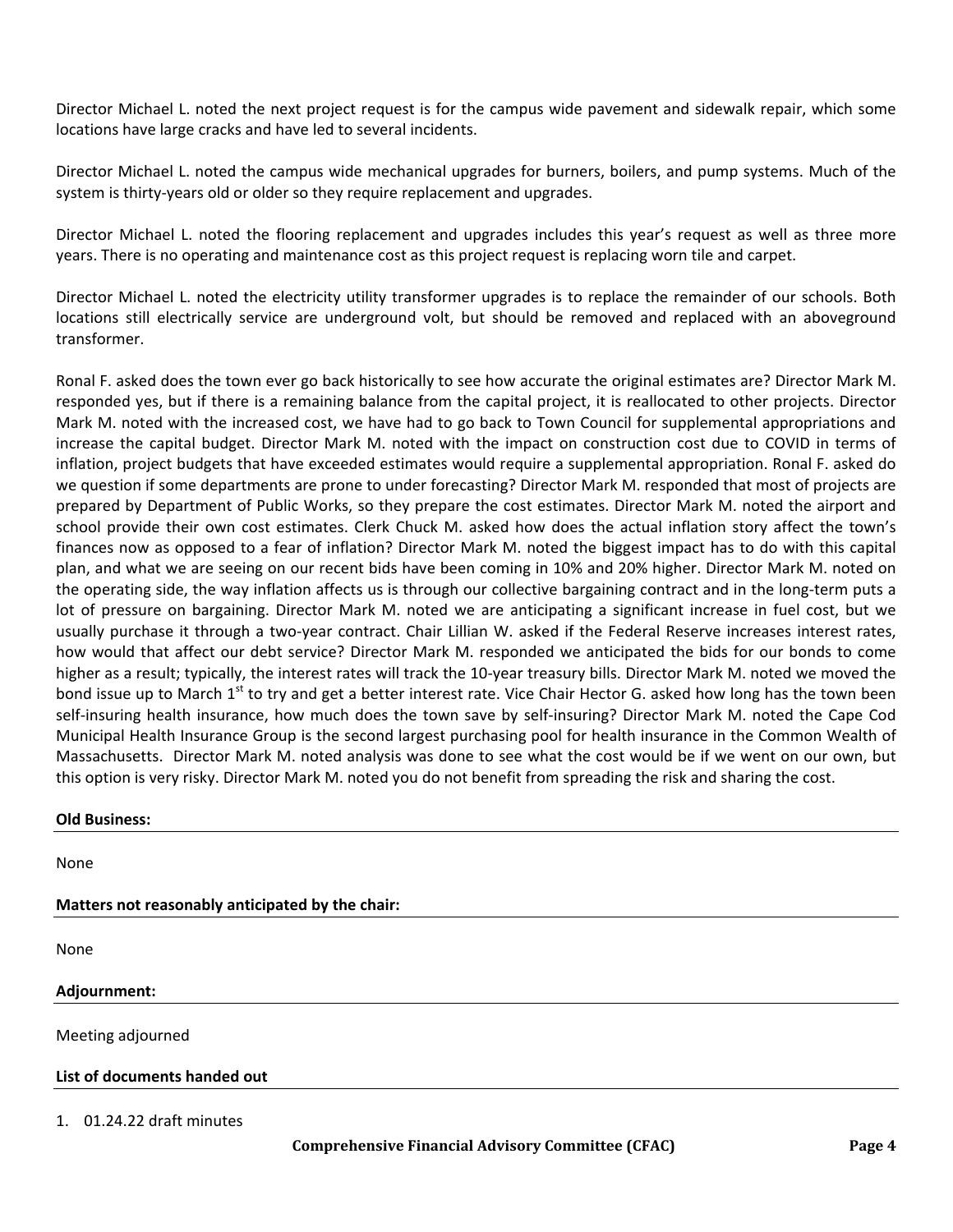Director Michael L. noted the next project request is for the campus wide pavement and sidewalk repair, which some locations have large cracks and have led to several incidents.

Director Michael L. noted the campus wide mechanical upgrades for burners, boilers, and pump systems. Much of the system is thirty-years old or older so they require replacement and upgrades.

Director Michael L. noted the flooring replacement and upgrades includes this year's request as well as three more years. There is no operating and maintenance cost as this project request is replacing worn tile and carpet.

Director Michael L. noted the electricity utility transformer upgrades is to replace the remainder of our schools. Both locations still electrically service are underground volt, but should be removed and replaced with an aboveground transformer.

Ronal F. asked does the town ever go back historically to see how accurate the original estimates are? Director Mark M. responded yes, but if there is a remaining balance from the capital project, it is reallocated to other projects. Director Mark M. noted with the increased cost, we have had to go back to Town Council for supplemental appropriations and increase the capital budget. Director Mark M. noted with the impact on construction cost due to COVID in terms of inflation, project budgets that have exceeded estimates would require a supplemental appropriation. Ronal F. asked do we question if some departments are prone to under forecasting? Director Mark M. responded that most of projects are prepared by Department of Public Works, so they prepare the cost estimates. Director Mark M. noted the airport and school provide their own cost estimates. Clerk Chuck M. asked how does the actual inflation story affect the town's finances now as opposed to a fear of inflation? Director Mark M. noted the biggest impact has to do with this capital plan, and what we are seeing on our recent bids have been coming in 10% and 20% higher. Director Mark M. noted on the operating side, the way inflation affects us is through our collective bargaining contract and in the long-term puts a lot of pressure on bargaining. Director Mark M. noted we are anticipating a significant increase in fuel cost, but we usually purchase it through a two-year contract. Chair Lillian W. asked if the Federal Reserve increases interest rates, how would that affect our debt service? Director Mark M. responded we anticipated the bids for our bonds to come higher as a result; typically, the interest rates will track the 10-year treasury bills. Director Mark M. noted we moved the bond issue up to March 1st to try and get a better interest rate. Vice Chair Hector G. asked how long has the town been self-insuring health insurance, how much does the town save by self-insuring? Director Mark M. noted the Cape Cod Municipal Health Insurance Group is the second largest purchasing pool for health insurance in the Common Wealth of Massachusetts. Director Mark M. noted analysis was done to see what the cost would be if we went on our own, but this option is very risky. Director Mark M. noted you do not benefit from spreading the risk and sharing the cost.

**Old Business:**

None

**Matters not reasonably anticipated by the chair:**

None

**Adjournment:**

Meeting adjourned

**List of documents handed out**

1. 01.24.22 draft minutes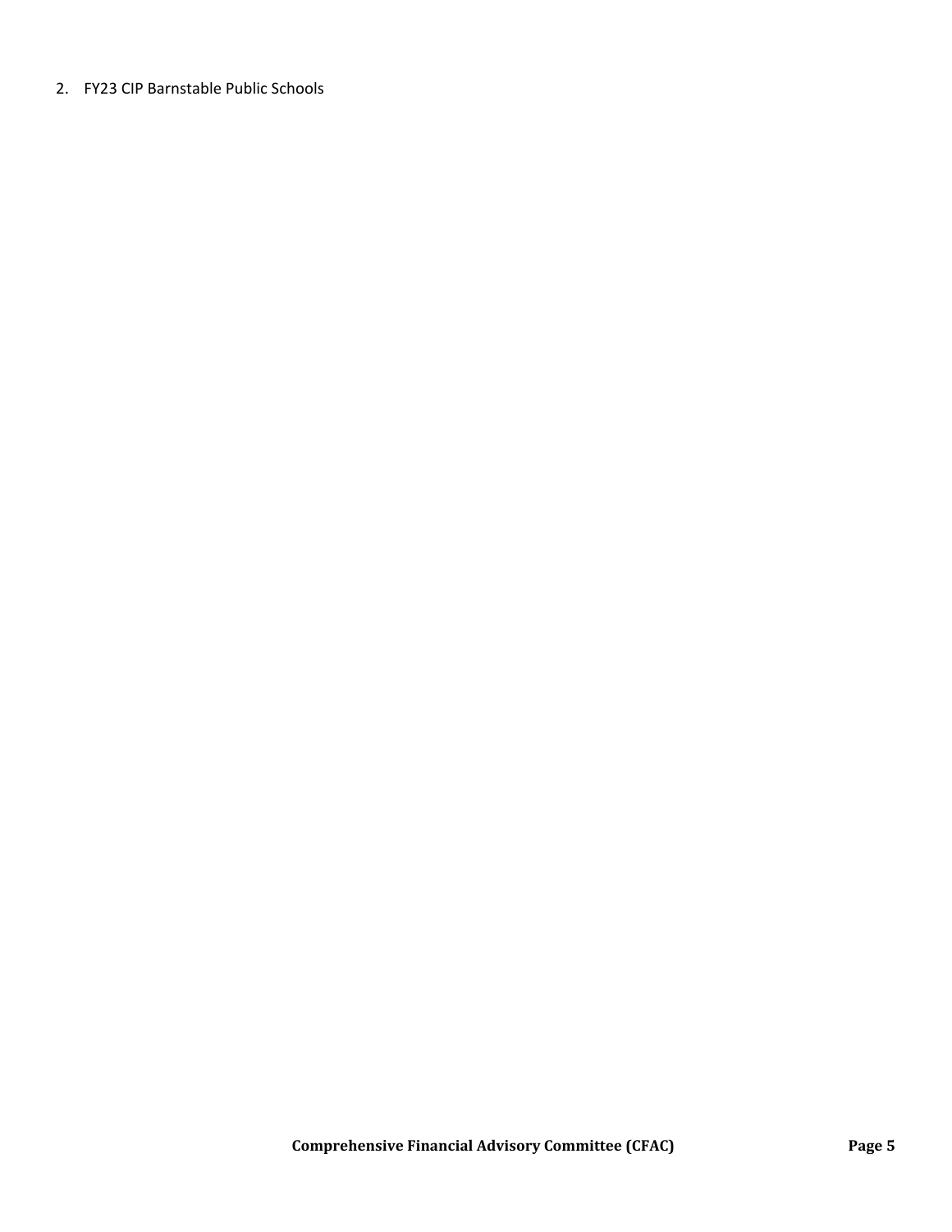2. FY23 CIP Barnstable Public Schools